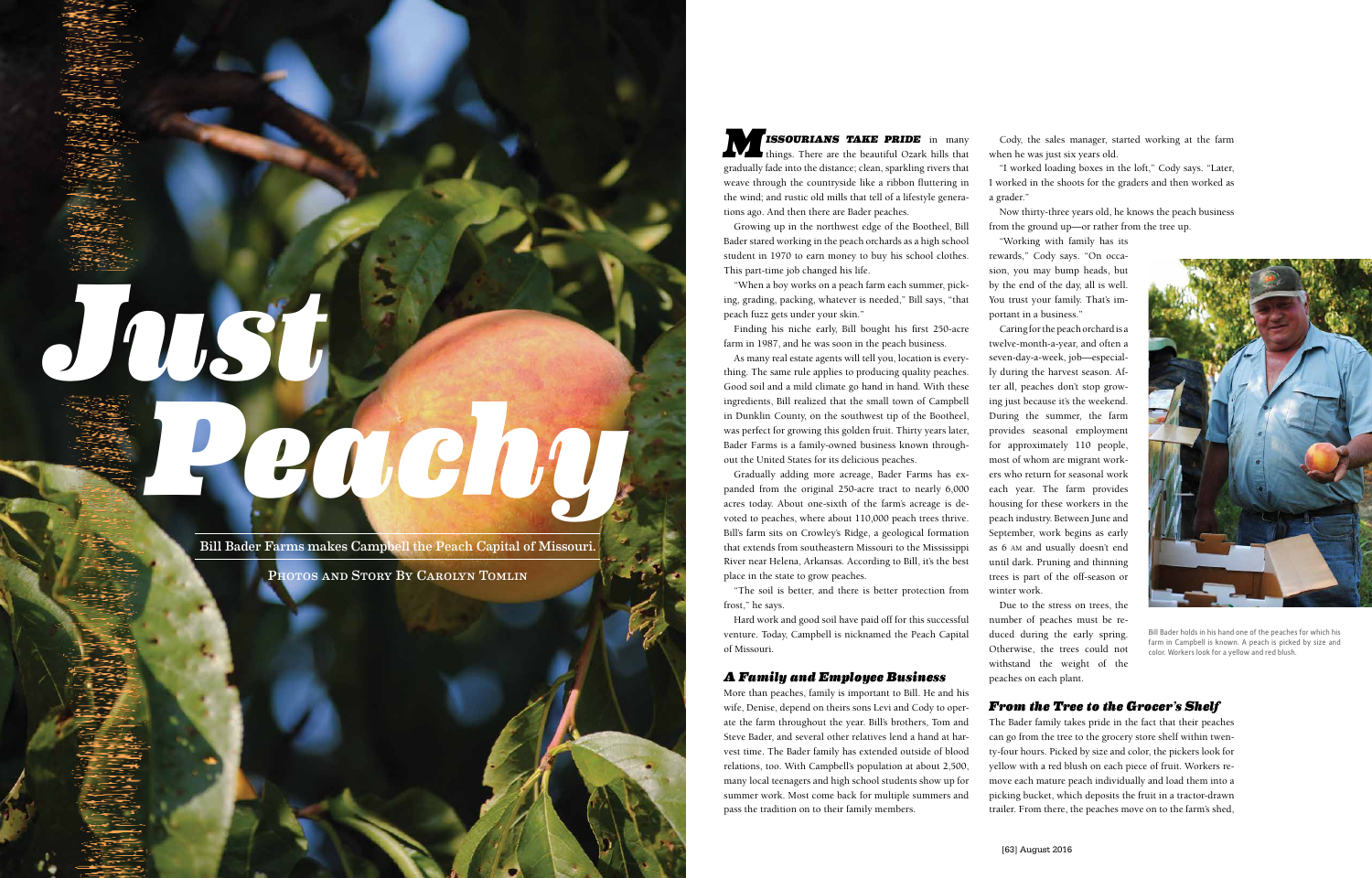# Just Peachy

Bill Bader Farms makes Campbell the Peach Capital of Missouri.

PHOTOS AND STORY BY CAROLYN TOMLIN

**MISSOURIANS TAKE PRIDE** in many things. There are the beautiful Ozark hills that gradually fade into the distance; clean, sparkling rivers that weave through the countryside like a ribbon fluttering in the wind; and rustic old mills that tell of a lifestyle generations ago. And then there are Bader peaches.

Growing up in the northwest edge of the Bootheel, Bill Bader stared working in the peach orchards as a high school student in 1970 to earn money to buy his school clothes. This part-time job changed his life.

"When a boy works on a peach farm each summer, picking, grading, packing, whatever is needed," Bill says, "that peach fuzz gets under your skin."

Finding his niche early, Bill bought his first 250-acre farm in 1987, and he was soon in the peach business.

As many real estate agents will tell you, location is everything. The same rule applies to producing quality peaches. Good soil and a mild climate go hand in hand. With these ingredients, Bill realized that the small town of Campbell in Dunklin County, on the southwest tip of the Bootheel, was perfect for growing this golden fruit. Thirty years later, Bader Farms is a family-owned business known throughout the United States for its delicious peaches.

Gradually adding more acreage, Bader Farms has expanded from the original 250-acre tract to nearly 6,000 acres today. About one-sixth of the farm's acreage is devoted to peaches, where about 110,000 peach trees thrive. Bill's farm sits on Crowley's Ridge, a geological formation that extends from southeastern Missouri to the Mississippi River near Helena, Arkansas. According to Bill, it's the best place in the state to grow peaches.

"The soil is better, and there is better protection from frost," he says.

Hard work and good soil have paid off for this successful venture. Today, Campbell is nicknamed the Peach Capital of Missouri.

### *A Family and Employee Business*

More than peaches, family is important to Bill. He and his wife, Denise, depend on theirs sons Levi and Cody to operate the farm throughout the year. Bill's brothers, Tom and Steve Bader, and several other relatives lend a hand at harvest time. The Bader family has extended outside of blood relations, too. With Campbell's population at about 2,500, many local teenagers and high school students show up for summer work. Most come back for multiple summers and pass the tradition on to their family members.

Cody, the sales manager, started working at the farm when he was just six years old.

"I worked loading boxes in the loft," Cody says. "Later, I worked in the shoots for the graders and then worked as a grader."

Now thirty-three years old, he knows the peach business from the ground up—or rather from the tree up.

"Working with family has its rewards," Cody says. "On occasion, you may bump heads, but by the end of the day, all is well. You trust your family. That's important in a business."

Caring for the peach orchard is a twelve-month-a-year, and often a seven-day-a-week, job—especially during the harvest season. After all, peaches don't stop growing just because it's the weekend. During the summer, the farm provides seasonal employment for approximately 110 people, most of whom are migrant workers who return for seasonal work each year. The farm provides housing for these workers in the peach industry. Between June and September, work begins as early as 6 AM and usually doesn't end until dark. Pruning and thinning trees is part of the off-season or winter work.

Due to the stress on trees, the number of peaches must be reduced during the early spring. Otherwise, the trees could not withstand the weight of the peaches on each plant.

Bill Bader holds in his hand one of the peaches for which his farm in Campbell is known. A peach is picked by size and color. Workers look for a yellow and red blush.

### *From the Tree to the Grocer's Shelf*

The Bader family takes pride in the fact that their peaches can go from the tree to the grocery store shelf within twenty-four hours. Picked by size and color, the pickers look for yellow with a red blush on each piece of fruit. Workers remove each mature peach individually and load them into a picking bucket, which deposits the fruit in a tractor-drawn trailer. From there, the peaches move on to the farm's shed,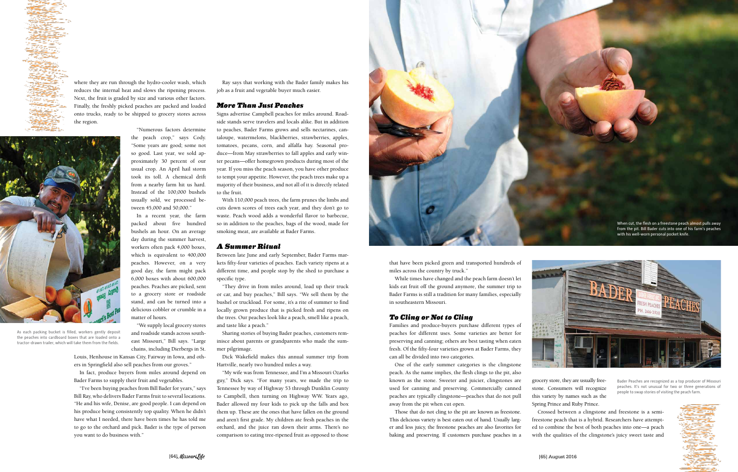where they are run through the hydro-cooler wash, which reduces the internal heat and slows the ripening process. Next, the fruit is graded by size and various other factors. Finally, the freshly picked peaches are packed and loaded onto trucks, ready to be shipped to grocery stores across the region.

"Numerous factors determine the peach crop," says Cody. "Some years are good; some not so good. Last year, we sold approximately 30 percent of our usual crop. An April hail storm took its toll. A chemical drift from a nearby farm hit us hard. Instead of the 100,000 bushels usually sold, we processed between 45,000 and 50,000."

In a recent year, the farm packed about five hundred bushels an hour. On an average day during the summer harvest, workers often pack 4,000 boxes, which is equivalent to 400,000 peaches. However, on a very good day, the farm might pack 6,000 boxes with about 600,000 peaches. Peaches are picked, sent to a grocery store or roadside stand, and can be turned into a delicious cobbler or crumble in a matter of hours.

"We supply local grocery stores and roadside stands across southeast Missouri," Bill says. "Large chains, including Dierbergs in St. Louis, Henhouse in Kansas City, Fairway in Iowa, and others in Springfield also sell peaches from our groves."

As each packing bucket is filled, workers gently deposit the peaches into cardboard boxes that are loaded onto a tractor-drawn trailer, which will take them from the fields.

In fact, produce buyers from miles around depend on Bader Farms to supply their fruit and vegetables.

"I've been buying peaches from Bill Bader for years," says Bill Ray, who delivers Bader Farms fruit to several locations. "He and his wife, Denise, are good people. I can depend on his produce being consistently top quality. When he didn't have what I needed, there have been times he has told me to go to the orchard and pick. Bader is the type of person you want to do business with."

Ray says that working with the Bader family makes his job as a fruit and vegetable buyer much easier.

## *More Than Just Peaches*

Signs advertise Campbell peaches for miles around. Roadside stands serve travelers and locals alike. But in addition to peaches, Bader Farms grows and sells nectarines, cantaloupe, watermelons, blackberries, strawberries, apples, tomatoes, pecans, corn, and alfalfa hay. Seasonal produce—from May strawberries to fall apples and early winter pecans—offer homegrown products during most of the year. If you miss the peach season, you have other produce to tempt your appetite. However, the peach trees make up a majority of their business, and not all of it is directly related to the fruit.

With 110,000 peach trees, the farm prunes the limbs and cuts down scores of trees each year, and they don't go to waste. Peach wood adds a wonderful flavor to barbecue, so in addition to the peaches, bags of the wood, made for smoking meat, are available at Bader Farms.

## *A Summer Ritual*

Between late June and early September, Bader Farms markets fifty-four varieties of peaches. Each variety ripens at a different time, and people stop by the shed to purchase a specific type.

"They drive in from miles around, load up their truck or car, and buy peaches," Bill says. "We sell them by the bushel or truckload. For some, it's a rite of summer to find locally grown produce that is picked fresh and ripens on the trees. Our peaches look like a peach, smell like a peach, and taste like a peach."

Sharing stories of buying Bader peaches, customers reminisce about parents or grandparents who made the summer pilgrimage.

Dick Wakefield makes this annual summer trip from Hartville, nearly two hundred miles a way.

"My wife was from Tennessee, and I'm a Missouri Ozarks guy," Dick says. "For many years, we made the trip to Tennessee by way of Highway 53 through Dunklin County to Campbell, then turning on Highway WW. Years ago, Bader allowed my four kids to pick up the falls and box them up. These are the ones that have fallen on the ground and aren't first grade. My children ate fresh peaches in the orchard, and the juice ran down their arms. There's no comparison to eating tree-ripened fruit as opposed to those that have been picked green and transported hundreds of miles across the country by truck."

When cut, the flesh on a freestone peach almost pulls away from the pit. Bill Bader cuts into one of his farm's peaches with his well-worn personal pocket knife.

While times have changed and the peach farm doesn't let kids eat fruit off the ground anymore, the summer trip to Bader Farms is still a tradition for many families, especially in southeastern Missouri.

## *To Cling or Not to Cling*

Families and produce-buyers purchase different types of peaches for different uses. Some varieties are better for preserving and canning; others are best tasting when eaten fresh. Of the fifty-four varieties grown at Bader Farms, they can all be divided into two categories.

One of the early summer categories is the clingstone peach. As the name implies, the flesh clings to the pit, also known as the stone. Sweeter and juicier, clingstones are used for canning and preserving. Commercially canned peaches are typically clingstone—peaches that do not pull away from the pit when cut open.

Those that do not cling to the pit are known as freestone. This delicious variety is best eaten out of hand. Usually larger and less juicy, the freestone peaches are also favorites for baking and preserving. If customers purchase peaches in a grocery store, they are usually freestone. Consumers will recognize this variety by names such as the Spring Prince and Ruby Prince.

Bader Peaches are recognized as a top producer of Missouri peaches. It's not unusual for two or three generations of people to swap stories of visiting the peach farm.

Crossed between a clingstone and freestone is a semi-freestone peach that is a hybrid. Researchers have attempted to combine the best of both peaches into one—a peach with the qualities of the clingstone's juicy sweet taste and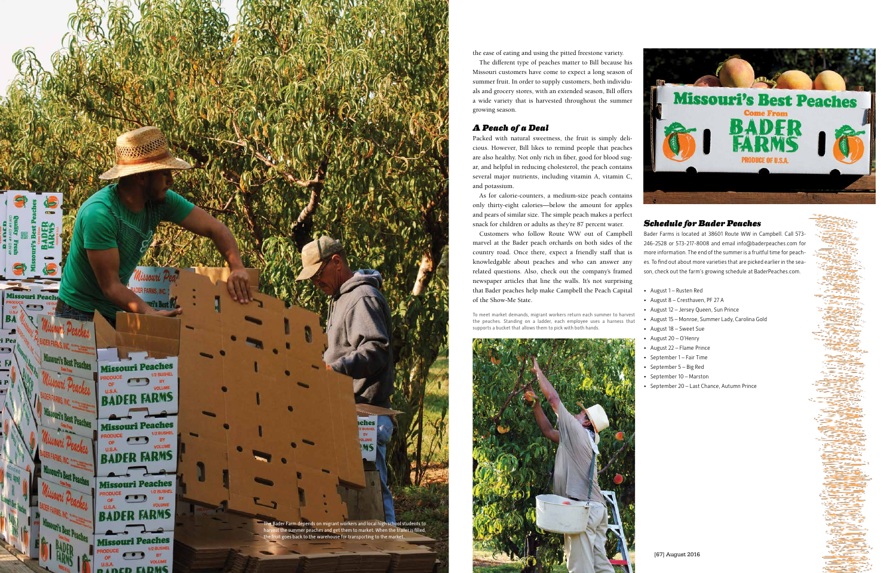The Bader Farm depends on migrant workers and local high school students to harvest the summer peaches and get them to market. When the trailer is filled, the fruit goes back to the warehouse for transporting to the market.

the ease of eating and using the pitted freestone variety.

The different type of peaches matter to Bill because his Missouri customers have come to expect a long season of summer fruit. In order to supply customers, both individuals and grocery stores, with an extended season, Bill offers a wide variety that is harvested throughout the summer growing season.

## *A Peach of a Deal*

Packed with natural sweetness, the fruit is simply delicious. However, Bill likes to remind people that peaches are also healthy. Not only rich in fiber, good for blood sugar, and helpful in reducing cholesterol, the peach contains several major nutrients, including vitamin A, vitamin C, and potassium.

As for calorie-counters, a medium-size peach contains only thirty-eight calories—below the amount for apples and pears of similar size. The simple peach makes a perfect snack for children or adults as they're 87 percent water.

Customers who follow Route WW out of Campbell marvel at the Bader peach orchards on both sides of the country road. Once there, expect a friendly staff that is knowledgable about peaches and who can answer any related questions. Also, check out the company's framed newspaper articles that line the walls. It's not surprising that Bader peaches help make Campbell the Peach Capital of the Show-Me State.

To meet market demands, migrant workers return each summer to harvest the peaches. Standing on a ladder, each employee uses a harness that supports a bucket that allows them to pick with both hands.

## *Schedule for Bader Peaches*

Bader Farms is located at 38601 Route WW in Campbell. Call 573-246-2528 or 573-217-8008 and email info@baderpeaches.com for more information. The end of the summer is a fruitful time for peaches. To find out about more varieties that are picked earlier in the season, check out the farm's growing schedule at BaderPeaches.com.

- August 1 – Rusten Red
- August 8 – Cresthaven, PF 27 A
- August 12 – Jersey Queen, Sun Prince
- August 15 – Monroe, Summer Lady, Carolina Gold
- August 18 – Sweet Sue
- August 20 – O'Henry
- August 22 – Flame Prince
- September 1 – Fair Time
- September 5 – Big Red
- September 10 – Marston
- September 20 – Last Chance, Autumn Prince